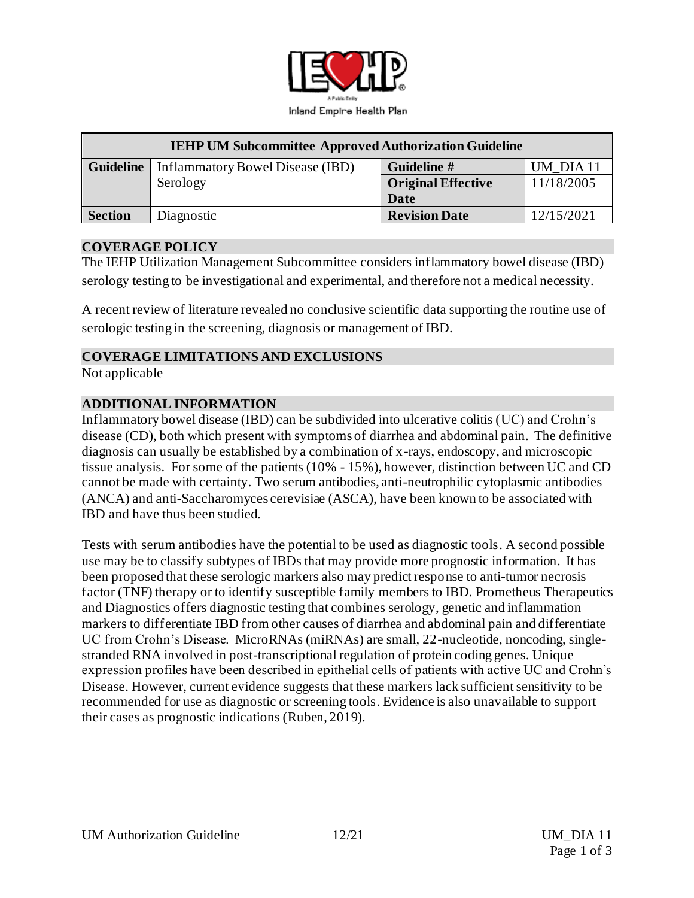Inland Empire Health Plan

| IEHP UM Subcommittee Approved Authorization Guideline | | | |
|---|---|---|---|
| **Guideline** | Inflammatory Bowel Disease (IBD) Serology | **Guideline #** | UM_DIA 11 |
| | | **Original Effective Date** | 11/18/2005 |
| **Section** | Diagnostic | **Revision Date** | 12/15/2021 |

## COVERAGE POLICY

The IEHP Utilization Management Subcommittee considers inflammatory bowel disease (IBD) serology testing to be investigational and experimental, and therefore not a medical necessity.

A recent review of literature revealed no conclusive scientific data supporting the routine use of serologic testing in the screening, diagnosis or management of IBD.

## COVERAGE LIMITATIONS AND EXCLUSIONS

Not applicable

## ADDITIONAL INFORMATION

Inflammatory bowel disease (IBD) can be subdivided into ulcerative colitis (UC) and Crohn's disease (CD), both which present with symptoms of diarrhea and abdominal pain. The definitive diagnosis can usually be established by a combination of x-rays, endoscopy, and microscopic tissue analysis. For some of the patients (10% - 15%), however, distinction between UC and CD cannot be made with certainty. Two serum antibodies, anti-neutrophilic cytoplasmic antibodies (ANCA) and anti-Saccharomyces cerevisiae (ASCA), have been known to be associated with IBD and have thus been studied.

Tests with serum antibodies have the potential to be used as diagnostic tools. A second possible use may be to classify subtypes of IBDs that may provide more prognostic information. It has been proposed that these serologic markers also may predict response to anti-tumor necrosis factor (TNF) therapy or to identify susceptible family members to IBD. Prometheus Therapeutics and Diagnostics offers diagnostic testing that combines serology, genetic and inflammation markers to differentiate IBD from other causes of diarrhea and abdominal pain and differentiate UC from Crohn's Disease. MicroRNAs (miRNAs) are small, 22-nucleotide, noncoding, single-stranded RNA involved in post-transcriptional regulation of protein coding genes. Unique expression profiles have been described in epithelial cells of patients with active UC and Crohn's Disease. However, current evidence suggests that these markers lack sufficient sensitivity to be recommended for use as diagnostic or screening tools. Evidence is also unavailable to support their cases as prognostic indications (Ruben, 2019).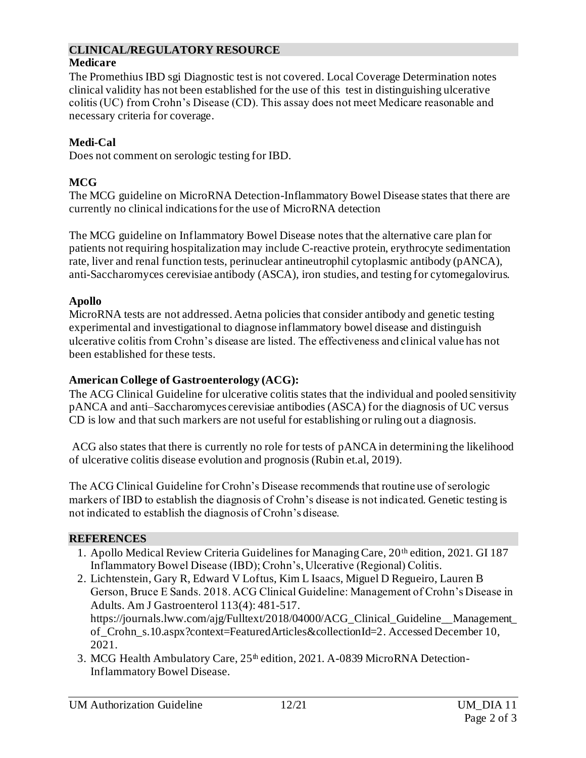## CLINICAL/REGULATORY RESOURCE

### Medicare

The Promethius IBD sgi Diagnostic test is not covered. Local Coverage Determination notes clinical validity has not been established for the use of this test in distinguishing ulcerative colitis (UC) from Crohn's Disease (CD). This assay does not meet Medicare reasonable and necessary criteria for coverage.

### Medi-Cal

Does not comment on serologic testing for IBD.

### MCG

The MCG guideline on MicroRNA Detection-Inflammatory Bowel Disease states that there are currently no clinical indications for the use of MicroRNA detection

The MCG guideline on Inflammatory Bowel Disease notes that the alternative care plan for patients not requiring hospitalization may include C-reactive protein, erythrocyte sedimentation rate, liver and renal function tests, perinuclear antineutrophil cytoplasmic antibody (pANCA), anti-Saccharomyces cerevisiae antibody (ASCA), iron studies, and testing for cytomegalovirus.

### Apollo

MicroRNA tests are not addressed. Aetna policies that consider antibody and genetic testing experimental and investigational to diagnose inflammatory bowel disease and distinguish ulcerative colitis from Crohn's disease are listed. The effectiveness and clinical value has not been established for these tests.

### American College of Gastroenterology (ACG):

The ACG Clinical Guideline for ulcerative colitis states that the individual and pooled sensitivity pANCA and anti–Saccharomyces cerevisiae antibodies (ASCA) for the diagnosis of UC versus CD is low and that such markers are not useful for establishing or ruling out a diagnosis.

ACG also states that there is currently no role for tests of pANCA in determining the likelihood of ulcerative colitis disease evolution and prognosis (Rubin et.al, 2019).

The ACG Clinical Guideline for Crohn's Disease recommends that routine use of serologic markers of IBD to establish the diagnosis of Crohn's disease is not indicated. Genetic testing is not indicated to establish the diagnosis of Crohn's disease.

## REFERENCES

1. Apollo Medical Review Criteria Guidelines for Managing Care, 20th edition, 2021. GI 187 Inflammatory Bowel Disease (IBD); Crohn's, Ulcerative (Regional) Colitis.
2. Lichtenstein, Gary R, Edward V Loftus, Kim L Isaacs, Miguel D Regueiro, Lauren B Gerson, Bruce E Sands. 2018. ACG Clinical Guideline: Management of Crohn's Disease in Adults. Am J Gastroenterol 113(4): 481-517. https://journals.lww.com/ajg/Fulltext/2018/04000/ACG_Clinical_Guideline__Management_of_Crohn_s.10.aspx?context=FeaturedArticles&collectionId=2. Accessed December 10, 2021.
3. MCG Health Ambulatory Care, 25th edition, 2021. A-0839 MicroRNA Detection-Inflammatory Bowel Disease.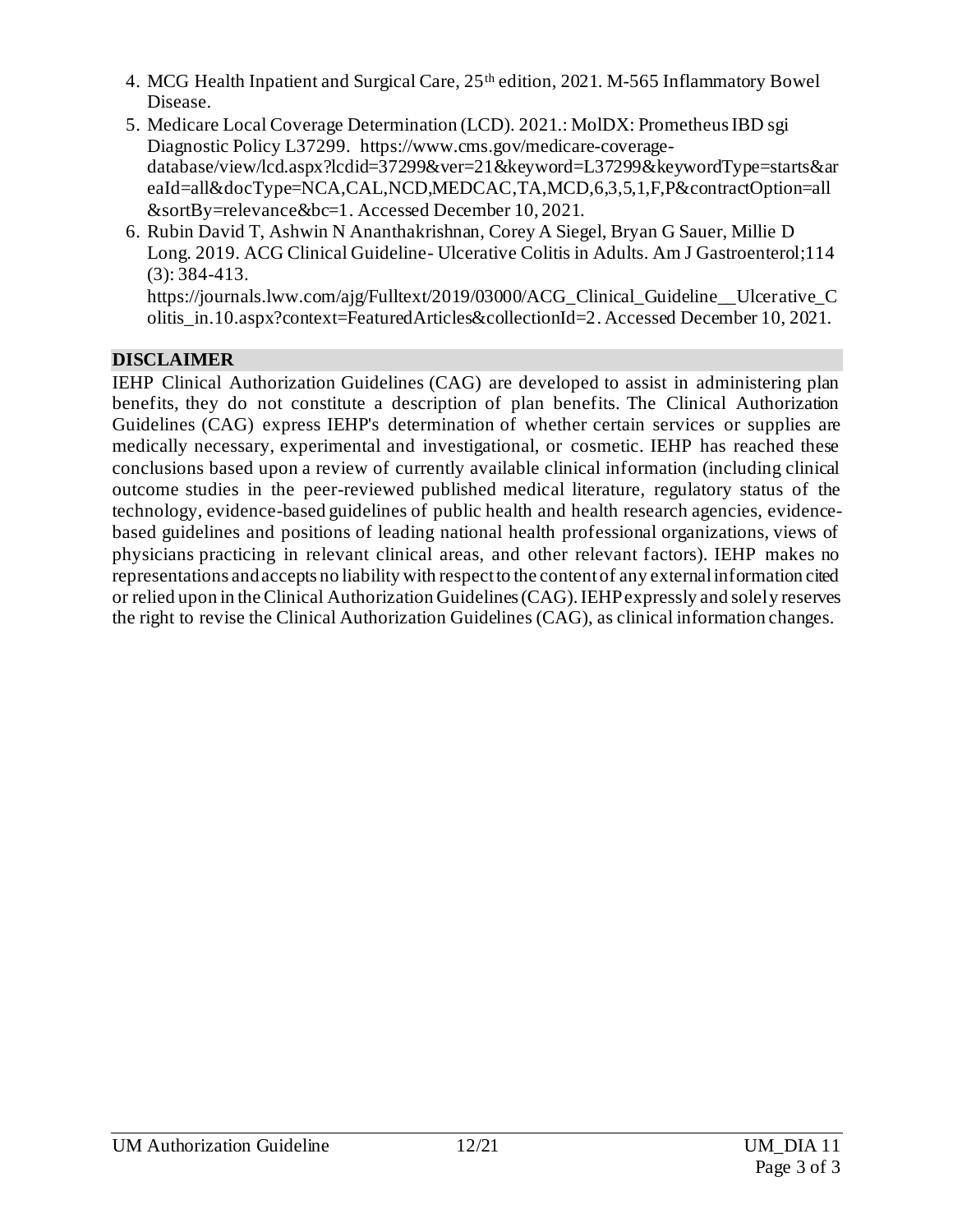4. MCG Health Inpatient and Surgical Care, 25th edition, 2021. M-565 Inflammatory Bowel Disease.
5. Medicare Local Coverage Determination (LCD). 2021.: MolDX: Prometheus IBD sgi Diagnostic Policy L37299. https://www.cms.gov/medicare-coverage-database/view/lcd.aspx?lcdid=37299&ver=21&keyword=L37299&keywordType=starts&areaId=all&docType=NCA,CAL,NCD,MEDCAC,TA,MCD,6,3,5,1,F,P&contractOption=all&sortBy=relevance&bc=1. Accessed December 10, 2021.
6. Rubin David T, Ashwin N Ananthakrishnan, Corey A Siegel, Bryan G Sauer, Millie D Long. 2019. ACG Clinical Guideline- Ulcerative Colitis in Adults. Am J Gastroenterol;114 (3): 384-413. https://journals.lww.com/ajg/Fulltext/2019/03000/ACG_Clinical_Guideline__Ulcerative_Colitis_in.10.aspx?context=FeaturedArticles&collectionId=2. Accessed December 10, 2021.

## DISCLAIMER

IEHP Clinical Authorization Guidelines (CAG) are developed to assist in administering plan benefits, they do not constitute a description of plan benefits. The Clinical Authorization Guidelines (CAG) express IEHP's determination of whether certain services or supplies are medically necessary, experimental and investigational, or cosmetic. IEHP has reached these conclusions based upon a review of currently available clinical information (including clinical outcome studies in the peer-reviewed published medical literature, regulatory status of the technology, evidence-based guidelines of public health and health research agencies, evidence-based guidelines and positions of leading national health professional organizations, views of physicians practicing in relevant clinical areas, and other relevant factors). IEHP makes no representations and accepts no liability with respect to the content of any external information cited or relied upon in the Clinical Authorization Guidelines (CAG). IEHP expressly and solely reserves the right to revise the Clinical Authorization Guidelines (CAG), as clinical information changes.